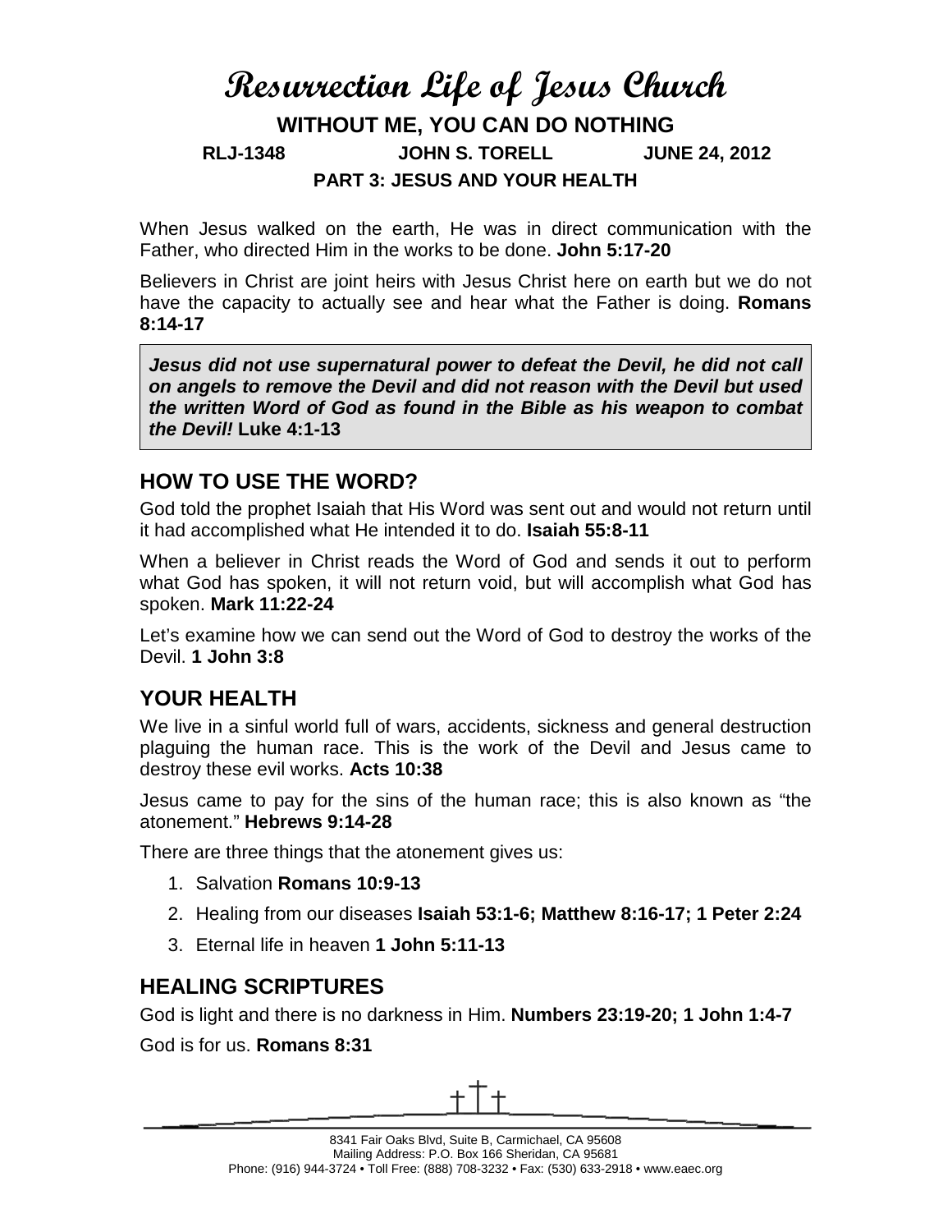# Resurrection Life of Jesus Church

## WITHOUT ME, YOU CAN DO NOTHING

**RLJ-1348 JOHN S. TORELL JUNE 24, 2012**

**PART 3: JESUS AND YOUR HEALTH**

When Jesus walked on the earth, He was in direct communication with the Father, who directed Him in the works to be done. **John 5:17-20**

Believers in Christ are joint heirs with Jesus Christ here on earth but we do not have the capacity to actually see and hear what the Father is doing. **Romans 8:14-17**

> ***Jesus did not use supernatural power to defeat the Devil, he did not call on angels to remove the Devil and did not reason with the Devil but used the written Word of God as found in the Bible as his weapon to combat the Devil!*** **Luke 4:1-13**

## HOW TO USE THE WORD?

God told the prophet Isaiah that His Word was sent out and would not return until it had accomplished what He intended it to do. **Isaiah 55:8-11**

When a believer in Christ reads the Word of God and sends it out to perform what God has spoken, it will not return void, but will accomplish what God has spoken. **Mark 11:22-24**

Let's examine how we can send out the Word of God to destroy the works of the Devil. **1 John 3:8**

## YOUR HEALTH

We live in a sinful world full of wars, accidents, sickness and general destruction plaguing the human race. This is the work of the Devil and Jesus came to destroy these evil works. **Acts 10:38**

Jesus came to pay for the sins of the human race; this is also known as "the atonement." **Hebrews 9:14-28**

There are three things that the atonement gives us:

1. Salvation **Romans 10:9-13**
2. Healing from our diseases **Isaiah 53:1-6; Matthew 8:16-17; 1 Peter 2:24**
3. Eternal life in heaven **1 John 5:11-13**

## HEALING SCRIPTURES

God is light and there is no darkness in Him. **Numbers 23:19-20; 1 John 1:4-7**

God is for us. **Romans 8:31**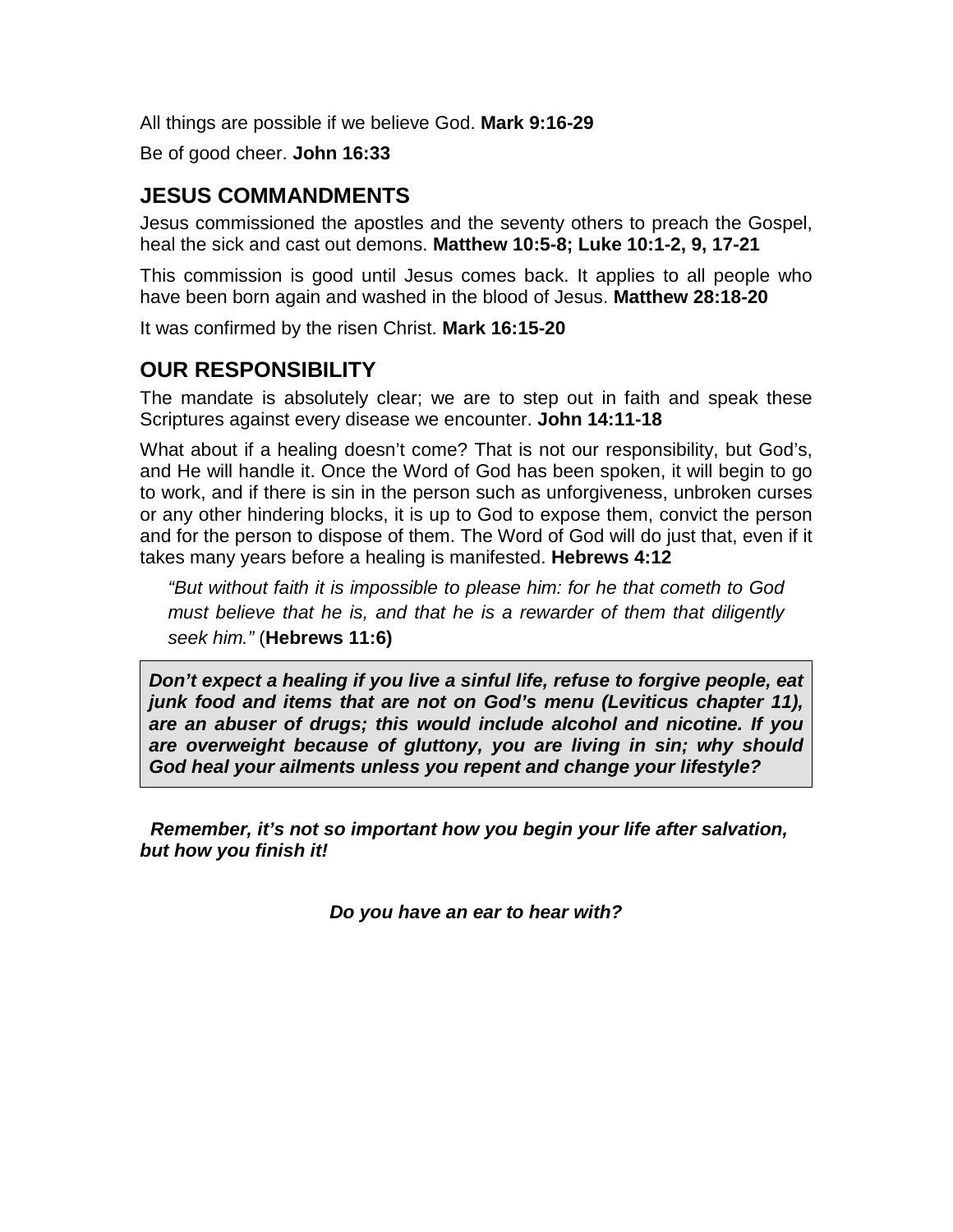All things are possible if we believe God. **Mark 9:16-29**

Be of good cheer. **John 16:33**

## JESUS COMMANDMENTS

Jesus commissioned the apostles and the seventy others to preach the Gospel, heal the sick and cast out demons. **Matthew 10:5-8; Luke 10:1-2, 9, 17-21**

This commission is good until Jesus comes back. It applies to all people who have been born again and washed in the blood of Jesus. **Matthew 28:18-20**

It was confirmed by the risen Christ. **Mark 16:15-20**

## OUR RESPONSIBILITY

The mandate is absolutely clear; we are to step out in faith and speak these Scriptures against every disease we encounter. **John 14:11-18**

What about if a healing doesn't come? That is not our responsibility, but God's, and He will handle it. Once the Word of God has been spoken, it will begin to go to work, and if there is sin in the person such as unforgiveness, unbroken curses or any other hindering blocks, it is up to God to expose them, convict the person and for the person to dispose of them. The Word of God will do just that, even if it takes many years before a healing is manifested. **Hebrews 4:12**

> *"But without faith it is impossible to please him: for he that cometh to God must believe that he is, and that he is a rewarder of them that diligently seek him."* (**Hebrews 11:6)**

***Don't expect a healing if you live a sinful life, refuse to forgive people, eat junk food and items that are not on God's menu (Leviticus chapter 11), are an abuser of drugs; this would include alcohol and nicotine. If you are overweight because of gluttony, you are living in sin; why should God heal your ailments unless you repent and change your lifestyle?***

***Remember, it's not so important how you begin your life after salvation, but how you finish it!***

***Do you have an ear to hear with?***